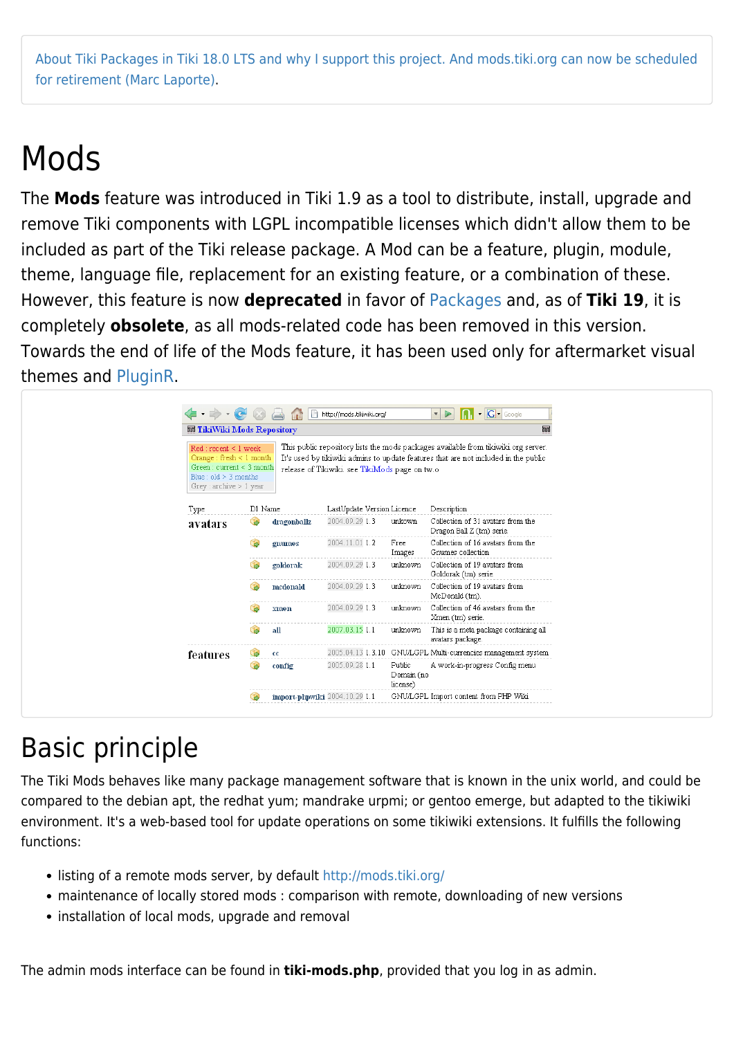About Tiki Packages in Tiki 18.0 LTS and why I support this project. And mods.tiki.org can now be scheduled for retirement (Marc Laporte).

# Mods

The **Mods** feature was introduced in Tiki 1.9 as a tool to distribute, install, upgrade and remove Tiki components with LGPL incompatible licenses which didn't allow them to be included as part of the Tiki release package. A Mod can be a feature, plugin, module, theme, language file, replacement for an existing feature, or a combination of these. However, this feature is now **deprecated** in favor of Packages and, as of **Tiki 19**, it is completely **obsolete**, as all mods-related code has been removed in this version. Towards the end of life of the Mods feature, it has been used only for aftermarket visual themes and PluginR.

# Basic principle

The Tiki Mods behaves like many package management software that is known in the unix world, and could be compared to the debian apt, the redhat yum; mandrake urpmi; or gentoo emerge, but adapted to the tikiwiki environment. It's a web-based tool for update operations on some tikiwiki extensions. It fulfills the following functions:

- listing of a remote mods server, by default http://mods.tiki.org/
- maintenance of locally stored mods : comparison with remote, downloading of new versions
- installation of local mods, upgrade and removal

The admin mods interface can be found in **tiki-mods.php**, provided that you log in as admin.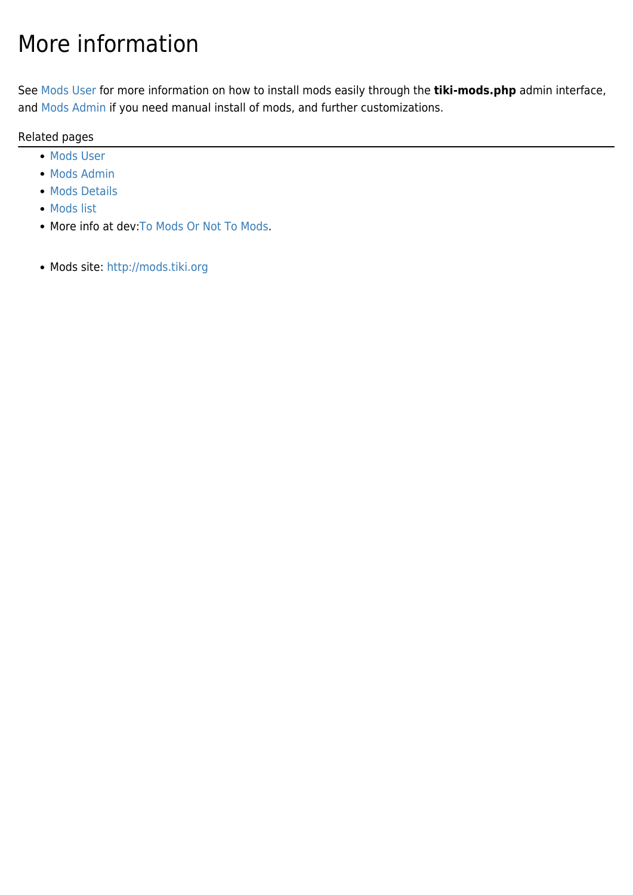# More information

See Mods User for more information on how to install mods easily through the **tiki-mods.php** admin interface, and Mods Admin if you need manual install of mods, and further customizations.

Related pages

- Mods User
- Mods Admin
- Mods Details
- Mods list
- More info at dev:To Mods Or Not To Mods.

- Mods site: http://mods.tiki.org